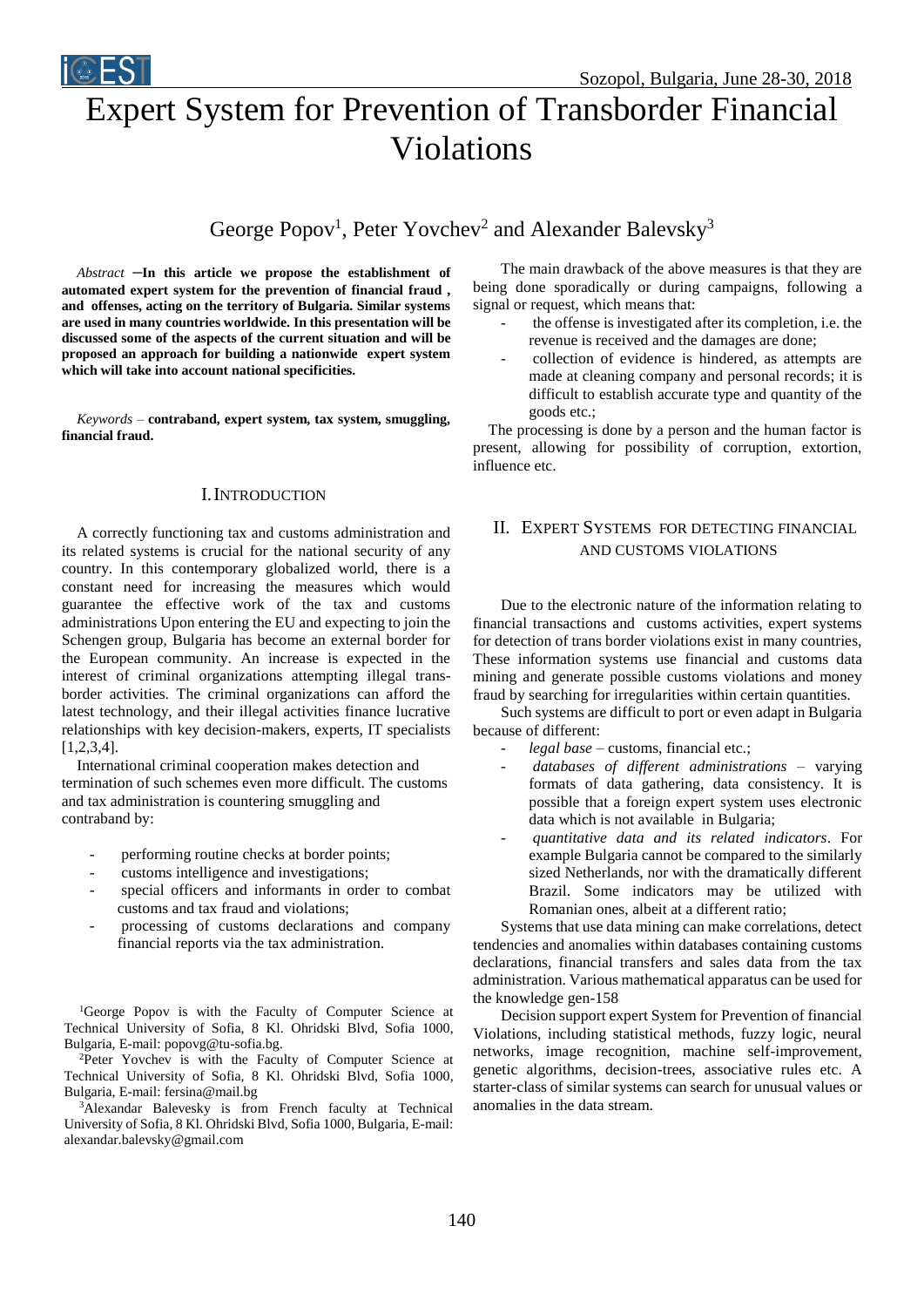# Expert System for Prevention of Transborder Financial Violations

George Popov[1], Peter Yovchev[2] and Alexander Balevsky[3]

*Abstract* – **In this article we propose the establishment of automated expert system for the prevention of financial fraud , and offenses, acting on the territory of Bulgaria. Similar systems are used in many countries worldwide. In this presentation will be discussed some of the aspects of the current situation and will be proposed an approach for building a nationwide expert system which will take into account national specificities.**

*Keywords* – **contraband, expert system, tax system, smuggling, financial fraud.**

## I. Introduction

A correctly functioning tax and customs administration and its related systems is crucial for the national security of any country. In this contemporary globalized world, there is a constant need for increasing the measures which would guarantee the effective work of the tax and customs administrations Upon entering the EU and expecting to join the Schengen group, Bulgaria has become an external border for the European community. An increase is expected in the interest of criminal organizations attempting illegal trans-border activities. The criminal organizations can afford the latest technology, and their illegal activities finance lucrative relationships with key decision-makers, experts, IT specialists [1,2,3,4].

International criminal cooperation makes detection and termination of such schemes even more difficult. The customs and tax administration is countering smuggling and contraband by:

- performing routine checks at border points;
- customs intelligence and investigations;
- special officers and informants in order to combat customs and tax fraud and violations;
- processing of customs declarations and company financial reports via the tax administration.

[1]George Popov is with the Faculty of Computer Science at Technical University of Sofia, 8 Kl. Ohridski Blvd, Sofia 1000, Bulgaria, E-mail: popovg@tu-sofia.bg.

[2]Peter Yovchev is with the Faculty of Computer Science at Technical University of Sofia, 8 Kl. Ohridski Blvd, Sofia 1000, Bulgaria, E-mail: fersina@mail.bg

[3]Alexandar Balevesky is from French faculty at Technical University of Sofia, 8 Kl. Ohridski Blvd, Sofia 1000, Bulgaria, E-mail: alexandar.balevsky@gmail.com

The main drawback of the above measures is that they are being done sporadically or during campaigns, following a signal or request, which means that:

- the offense is investigated after its completion, i.e. the revenue is received and the damages are done;
- collection of evidence is hindered, as attempts are made at cleaning company and personal records; it is difficult to establish accurate type and quantity of the goods etc.;

The processing is done by a person and the human factor is present, allowing for possibility of corruption, extortion, influence etc.

## II. Expert Systems for Detecting Financial and Customs Violations

Due to the electronic nature of the information relating to financial transactions and customs activities, expert systems for detection of trans border violations exist in many countries, These information systems use financial and customs data mining and generate possible customs violations and money fraud by searching for irregularities within certain quantities.

Such systems are difficult to port or even adapt in Bulgaria because of different:

- *legal base* – customs, financial etc.;
- *databases of different administrations* – varying formats of data gathering, data consistency. It is possible that a foreign expert system uses electronic data which is not available in Bulgaria;
- *quantitative data and its related indicators*. For example Bulgaria cannot be compared to the similarly sized Netherlands, nor with the dramatically different Brazil. Some indicators may be utilized with Romanian ones, albeit at a different ratio;

Systems that use data mining can make correlations, detect tendencies and anomalies within databases containing customs declarations, financial transfers and sales data from the tax administration. Various mathematical apparatus can be used for the knowledge gen-158

Decision support expert System for Prevention of financial Violations, including statistical methods, fuzzy logic, neural networks, image recognition, machine self-improvement, genetic algorithms, decision-trees, associative rules etc. A starter-class of similar systems can search for unusual values or anomalies in the data stream.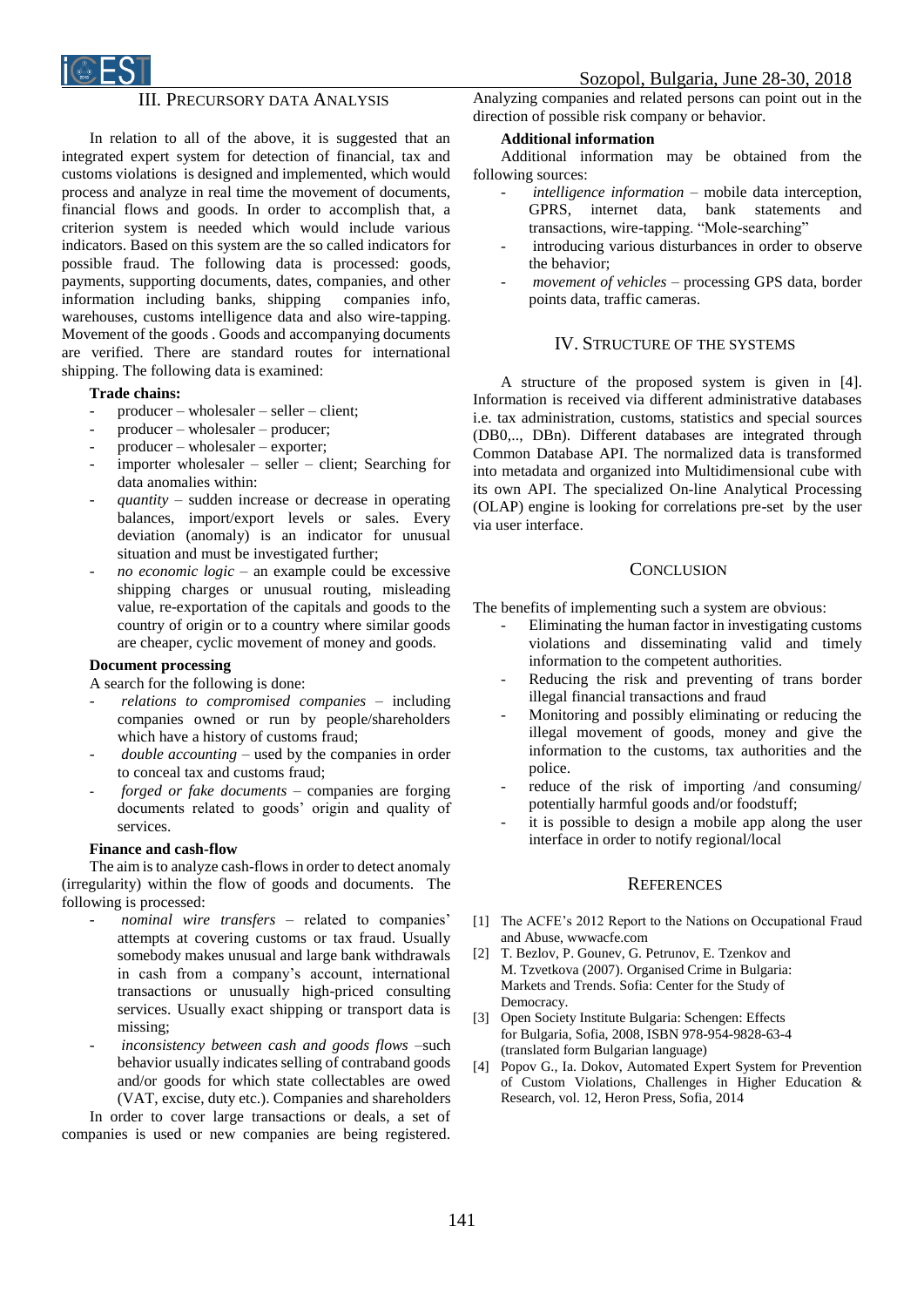## III. PRECURSORY DATA ANALYSIS

In relation to all of the above, it is suggested that an integrated expert system for detection of financial, tax and customs violations is designed and implemented, which would process and analyze in real time the movement of documents, financial flows and goods. In order to accomplish that, a criterion system is needed which would include various indicators. Based on this system are the so called indicators for possible fraud. The following data is processed: goods, payments, supporting documents, dates, companies, and other information including banks, shipping companies info, warehouses, customs intelligence data and also wire-tapping. Movement of the goods . Goods and accompanying documents are verified. There are standard routes for international shipping. The following data is examined:

**Trade chains:**

- producer – wholesaler – seller – client;
- producer – wholesaler – producer;
- producer – wholesaler – exporter;
- importer wholesaler – seller – client; Searching for data anomalies within:
- *quantity* – sudden increase or decrease in operating balances, import/export levels or sales. Every deviation (anomaly) is an indicator for unusual situation and must be investigated further;
- *no economic logic* – an example could be excessive shipping charges or unusual routing, misleading value, re-exportation of the capitals and goods to the country of origin or to a country where similar goods are cheaper, cyclic movement of money and goods.

**Document processing**

A search for the following is done:

- *relations to compromised companies* – including companies owned or run by people/shareholders which have a history of customs fraud;
- *double accounting* – used by the companies in order to conceal tax and customs fraud;
- *forged or fake documents* – companies are forging documents related to goods' origin and quality of services.

**Finance and cash-flow**

The aim is to analyze cash-flows in order to detect anomaly (irregularity) within the flow of goods and documents. The following is processed:

- *nominal wire transfers* – related to companies' attempts at covering customs or tax fraud. Usually somebody makes unusual and large bank withdrawals in cash from a company's account, international transactions or unusually high-priced consulting services. Usually exact shipping or transport data is missing;
- *inconsistency between cash and goods flows* –such behavior usually indicates selling of contraband goods and/or goods for which state collectables are owed (VAT, excise, duty etc.). Companies and shareholders

In order to cover large transactions or deals, a set of companies is used or new companies are being registered. Analyzing companies and related persons can point out in the direction of possible risk company or behavior.

**Additional information**

Additional information may be obtained from the following sources:

- *intelligence information* – mobile data interception, GPRS, internet data, bank statements and transactions, wire-tapping. "Mole-searching"
- introducing various disturbances in order to observe the behavior;
- *movement of vehicles* – processing GPS data, border points data, traffic cameras.

## IV. STRUCTURE OF THE SYSTEMS

A structure of the proposed system is given in [4]. Information is received via different administrative databases i.e. tax administration, customs, statistics and special sources (DB0,.., DBn). Different databases are integrated through Common Database API. The normalized data is transformed into metadata and organized into Multidimensional cube with its own API. The specialized On-line Analytical Processing (OLAP) engine is looking for correlations pre-set by the user via user interface.

## CONCLUSION

The benefits of implementing such a system are obvious:

- Eliminating the human factor in investigating customs violations and disseminating valid and timely information to the competent authorities.
- Reducing the risk and preventing of trans border illegal financial transactions and fraud
- Monitoring and possibly eliminating or reducing the illegal movement of goods, money and give the information to the customs, tax authorities and the police.
- reduce of the risk of importing /and consuming/ potentially harmful goods and/or foodstuff;
- it is possible to design a mobile app along the user interface in order to notify regional/local

## REFERENCES

[1] The ACFE's 2012 Report to the Nations on Occupational Fraud and Abuse, wwwacfe.com

[2] T. Bezlov, P. Gounev, G. Petrunov, E. Tzenkov and M. Tzvetkova (2007). Organised Crime in Bulgaria: Markets and Trends. Sofia: Center for the Study of Democracy.

[3] Open Society Institute Bulgaria: Schengen: Effects for Bulgaria, Sofia, 2008, ISBN 978-954-9828-63-4 (translated form Bulgarian language)

[4] Popov G., Ia. Dokov, Automated Expert System for Prevention of Custom Violations, Challenges in Higher Education & Research, vol. 12, Heron Press, Sofia, 2014